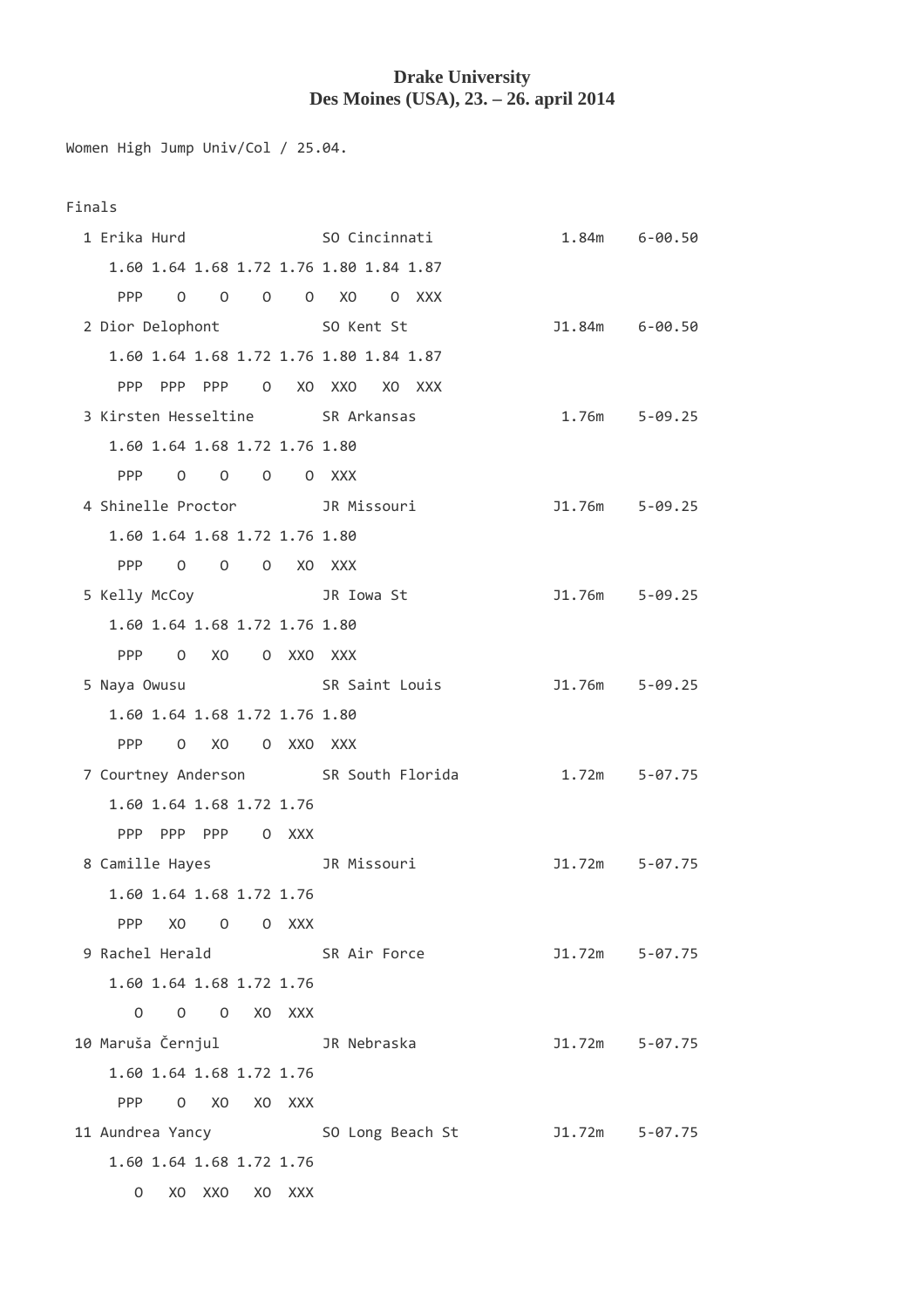**Drake University**
**Des Moines (USA), 23. – 26. april 2014**

```
Women High Jump Univ/Col / 25.04.


Finals
  1 Erika Hurd              SO Cincinnati             1.84m    6-00.50
     1.60 1.64 1.68 1.72 1.76 1.80 1.84 1.87
      PPP    O    O    O    O   XO    O  XXX
  2 Dior Delophont          SO Kent St               J1.84m    6-00.50
     1.60 1.64 1.68 1.72 1.76 1.80 1.84 1.87
      PPP  PPP  PPP    O   XO  XXO   XO  XXX
  3 Kirsten Hesseltine      SR Arkansas               1.76m    5-09.25
     1.60 1.64 1.68 1.72 1.76 1.80
      PPP    O    O    O    O  XXX
  4 Shinelle Proctor        JR Missouri              J1.76m    5-09.25
     1.60 1.64 1.68 1.72 1.76 1.80
      PPP    O    O    O   XO  XXX
  5 Kelly McCoy             JR Iowa St               J1.76m    5-09.25
     1.60 1.64 1.68 1.72 1.76 1.80
      PPP    O   XO    O  XXO  XXX
  5 Naya Owusu              SR Saint Louis           J1.76m    5-09.25
     1.60 1.64 1.68 1.72 1.76 1.80
      PPP    O   XO    O  XXO  XXX
  7 Courtney Anderson       SR South Florida          1.72m    5-07.75
     1.60 1.64 1.68 1.72 1.76
      PPP  PPP  PPP    O  XXX
  8 Camille Hayes           JR Missouri              J1.72m    5-07.75
     1.60 1.64 1.68 1.72 1.76
      PPP   XO    O    O  XXX
  9 Rachel Herald           SR Air Force             J1.72m    5-07.75
     1.60 1.64 1.68 1.72 1.76
        O    O    O   XO  XXX
 10 Maruša Černjul          JR Nebraska              J1.72m    5-07.75
     1.60 1.64 1.68 1.72 1.76
      PPP    O   XO   XO  XXX
 11 Aundrea Yancy           SO Long Beach St         J1.72m    5-07.75
     1.60 1.64 1.68 1.72 1.76
        O   XO  XXO   XO  XXX
```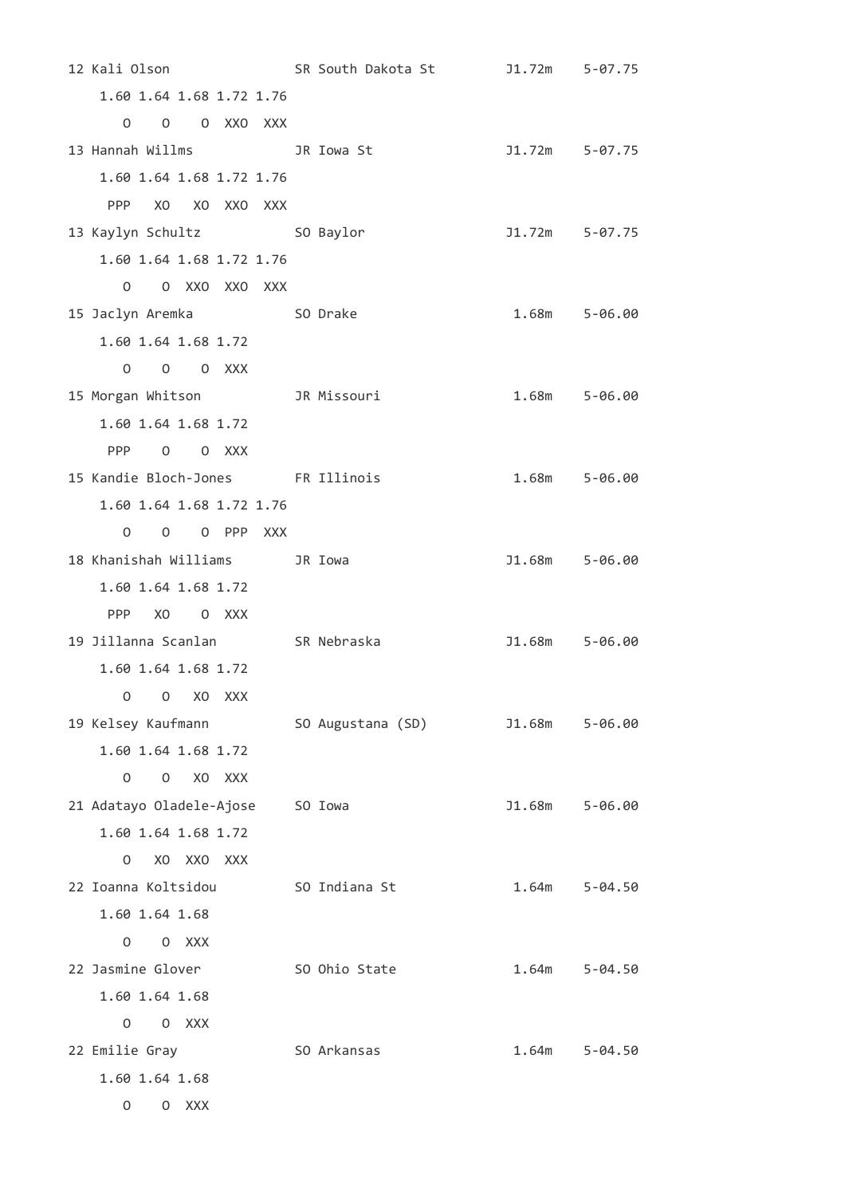```
12 Kali Olson              SR South Dakota St        J1.72m   5-07.75
    1.60 1.64 1.68 1.72 1.76
       O    O    O  XXO  XXX
13 Hannah Willms           JR Iowa St                J1.72m   5-07.75
    1.60 1.64 1.68 1.72 1.76
     PPP   XO   XO  XXO  XXX
13 Kaylyn Schultz          SO Baylor                 J1.72m   5-07.75
    1.60 1.64 1.68 1.72 1.76
       O    O  XXO  XXO  XXX
15 Jaclyn Aremka           SO Drake                   1.68m   5-06.00
    1.60 1.64 1.68 1.72
       O    O    O  XXX
15 Morgan Whitson          JR Missouri                1.68m   5-06.00
    1.60 1.64 1.68 1.72
     PPP    O    O  XXX
15 Kandie Bloch-Jones      FR Illinois                1.68m   5-06.00
    1.60 1.64 1.68 1.72 1.76
       O    O    O  PPP  XXX
18 Khanishah Williams      JR Iowa                   J1.68m   5-06.00
    1.60 1.64 1.68 1.72
     PPP   XO    O  XXX
19 Jillanna Scanlan        SR Nebraska               J1.68m   5-06.00
    1.60 1.64 1.68 1.72
       O    O   XO  XXX
19 Kelsey Kaufmann         SO Augustana (SD)         J1.68m   5-06.00
    1.60 1.64 1.68 1.72
       O    O   XO  XXX
21 Adatayo Oladele-Ajose   SO Iowa                   J1.68m   5-06.00
    1.60 1.64 1.68 1.72
       O   XO  XXO  XXX
22 Ioanna Koltsidou        SO Indiana St              1.64m   5-04.50
    1.60 1.64 1.68
       O    O  XXX
22 Jasmine Glover          SO Ohio State              1.64m   5-04.50
    1.60 1.64 1.68
       O    O  XXX
22 Emilie Gray             SO Arkansas                1.64m   5-04.50
    1.60 1.64 1.68
       O    O  XXX
```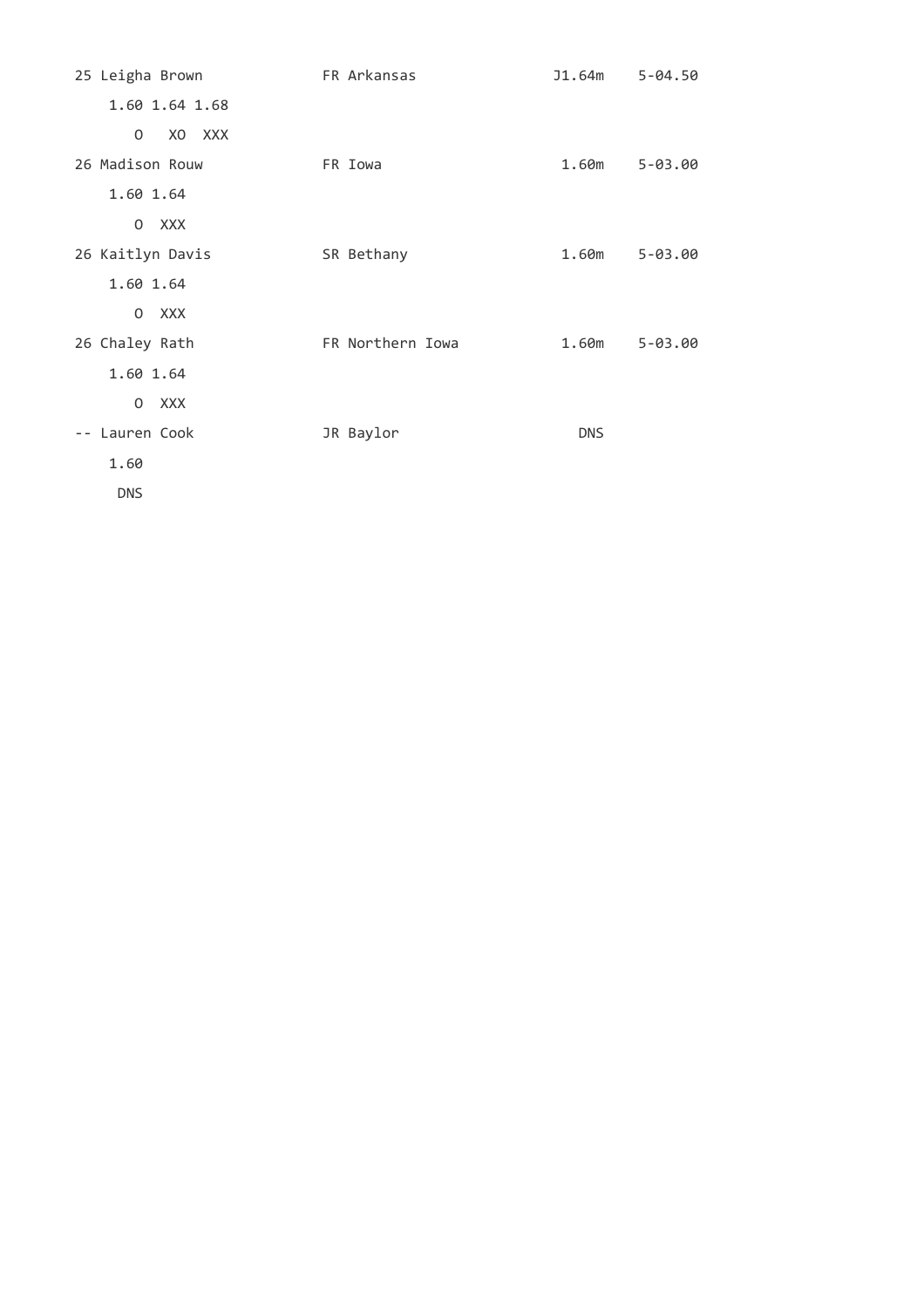```
25 Leigha Brown              FR Arkansas              J1.64m    5-04.50
    1.60 1.64 1.68
       O   XO  XXX
26 Madison Rouw              FR Iowa                   1.60m    5-03.00
    1.60 1.64
       O  XXX
26 Kaitlyn Davis             SR Bethany                1.60m    5-03.00
    1.60 1.64
       O  XXX
26 Chaley Rath               FR Northern Iowa          1.60m    5-03.00
    1.60 1.64
       O  XXX
-- Lauren Cook               JR Baylor                   DNS
    1.60
     DNS
```